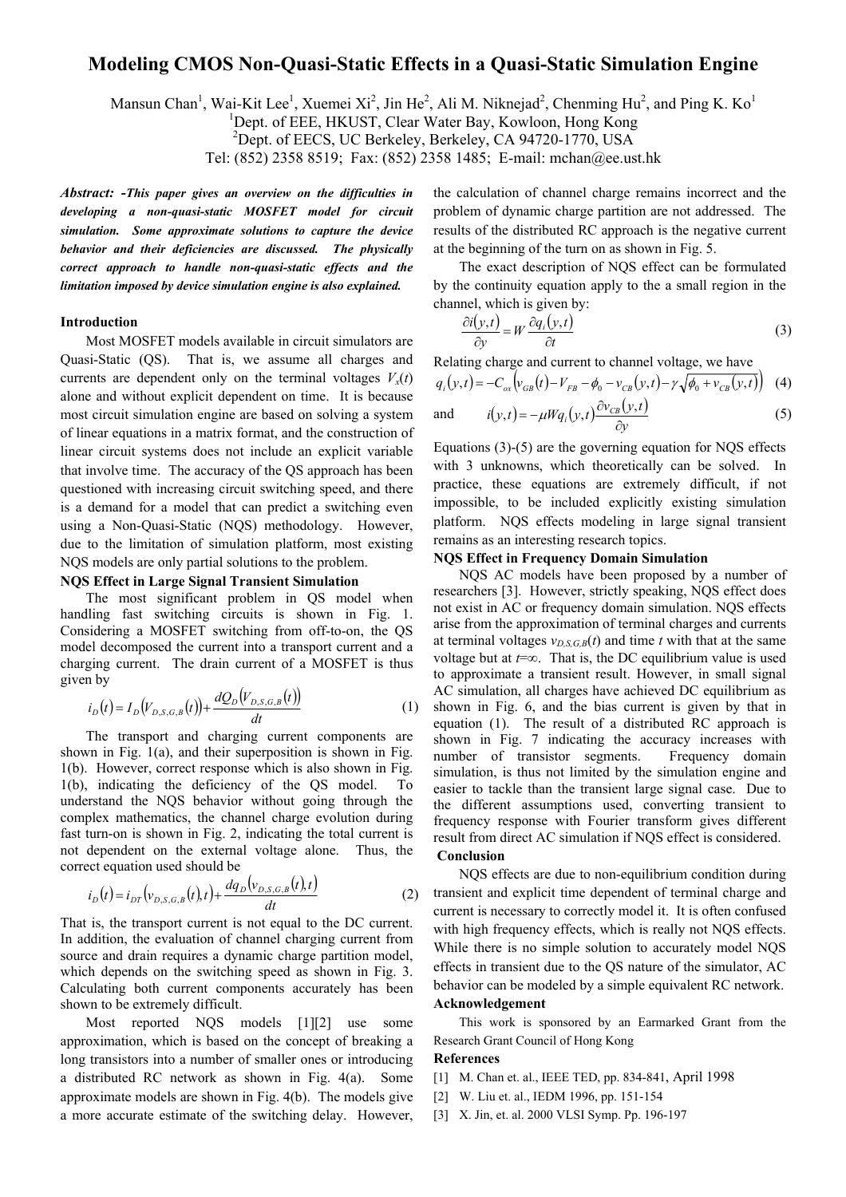# Modeling CMOS Non-Quasi-Static Effects in a Quasi-Static Simulation Engine

Mansun Chan[1], Wai-Kit Lee[1], Xuemei Xi[2], Jin He[2], Ali M. Niknejad[2], Chenming Hu[2], and Ping K. Ko[1]

[1]Dept. of EEE, HKUST, Clear Water Bay, Kowloon, Hong Kong

[2]Dept. of EECS, UC Berkeley, Berkeley, CA 94720-1770, USA

Tel: (852) 2358 8519; Fax: (852) 2358 1485; E-mail: mchan@ee.ust.hk

***Abstract: -This paper gives an overview on the difficulties in developing a non-quasi-static MOSFET model for circuit simulation. Some approximate solutions to capture the device behavior and their deficiencies are discussed. The physically correct approach to handle non-quasi-static effects and the limitation imposed by device simulation engine is also explained.***

## Introduction

Most MOSFET models available in circuit simulators are Quasi-Static (QS). That is, we assume all charges and currents are dependent only on the terminal voltages $V_x(t)$ alone and without explicit dependent on time. It is because most circuit simulation engine are based on solving a system of linear equations in a matrix format, and the construction of linear circuit systems does not include an explicit variable that involve time. The accuracy of the QS approach has been questioned with increasing circuit switching speed, and there is a demand for a model that can predict a switching even using a Non-Quasi-Static (NQS) methodology. However, due to the limitation of simulation platform, most existing NQS models are only partial solutions to the problem.

## NQS Effect in Large Signal Transient Simulation

The most significant problem in QS model when handling fast switching circuits is shown in Fig. 1. Considering a MOSFET switching from off-to-on, the QS model decomposed the current into a transport current and a charging current. The drain current of a MOSFET is thus given by

$$i_D(t) = I_D\left(V_{D,S,G,B}(t)\right) + \frac{dQ_D\left(V_{D,S,G,B}(t)\right)}{dt} \tag{1}$$

The transport and charging current components are shown in Fig. 1(a), and their superposition is shown in Fig. 1(b). However, correct response which is also shown in Fig. 1(b), indicating the deficiency of the QS model. To understand the NQS behavior without going through the complex mathematics, the channel charge evolution during fast turn-on is shown in Fig. 2, indicating the total current is not dependent on the external voltage alone. Thus, the correct equation used should be

$$i_D(t) = i_{DT}\left(v_{D,S,G,B}(t), t\right) + \frac{dq_D\left(v_{D,S,G,B}(t), t\right)}{dt} \tag{2}$$

That is, the transport current is not equal to the DC current. In addition, the evaluation of channel charging current from source and drain requires a dynamic charge partition model, which depends on the switching speed as shown in Fig. 3. Calculating both current components accurately has been shown to be extremely difficult.

Most reported NQS models [1][2] use some approximation, which is based on the concept of breaking a long transistors into a number of smaller ones or introducing a distributed RC network as shown in Fig. 4(a). Some approximate models are shown in Fig. 4(b). The models give a more accurate estimate of the switching delay. However, the calculation of channel charge remains incorrect and the problem of dynamic charge partition are not addressed. The results of the distributed RC approach is the negative current at the beginning of the turn on as shown in Fig. 5.

The exact description of NQS effect can be formulated by the continuity equation apply to a small region in the channel, which is given by:

$$\frac{\partial i(y,t)}{\partial y} = W\frac{\partial q_i(y,t)}{\partial t} \tag{3}$$

Relating charge and current to channel voltage, we have

$$q_i(y,t) = -C_{ox}\left(v_{GB}(t) - V_{FB} - \phi_0 - v_{CB}(y,t) - \gamma\sqrt{\phi_0 + v_{CB}(y,t)}\right) \tag{4}$$

and

$$i(y,t) = -\mu W q_i(y,t)\frac{\partial v_{CB}(y,t)}{\partial y} \tag{5}$$

Equations (3)-(5) are the governing equation for NQS effects with 3 unknowns, which theoretically can be solved. In practice, these equations are extremely difficult, if not impossible, to be included explicitly existing simulation platform. NQS effects modeling in large signal transient remains as an interesting research topics.

## NQS Effect in Frequency Domain Simulation

NQS AC models have been proposed by a number of researchers [3]. However, strictly speaking, NQS effect does not exist in AC or frequency domain simulation. NQS effects arise from the approximation of terminal charges and currents at terminal voltages $v_{D,S,G,B}(t)$ and time $t$ with that at the same voltage but at $t$=∞. That is, the DC equilibrium value is used to approximate a transient result. However, in small signal AC simulation, all charges have achieved DC equilibrium as shown in Fig. 6, and the bias current is given by that in equation (1). The result of a distributed RC approach is shown in Fig. 7 indicating the accuracy increases with number of transistor segments. Frequency domain simulation, is thus not limited by the simulation engine and easier to tackle than the transient large signal case. Due to the different assumptions used, converting transient to frequency response with Fourier transform gives different result from direct AC simulation if NQS effect is considered.

## Conclusion

NQS effects are due to non-equilibrium condition during transient and explicit time dependent of terminal charge and current is necessary to correctly model it. It is often confused with high frequency effects, which is really not NQS effects. While there is no simple solution to accurately model NQS effects in transient due to the QS nature of the simulator, AC behavior can be modeled by a simple equivalent RC network.

## Acknowledgement

This work is sponsored by an Earmarked Grant from the Research Grant Council of Hong Kong

## References

[1] M. Chan et. al., IEEE TED, pp. 834-841, April 1998

[2] W. Liu et. al., IEDM 1996, pp. 151-154

[3] X. Jin, et. al. 2000 VLSI Symp. Pp. 196-197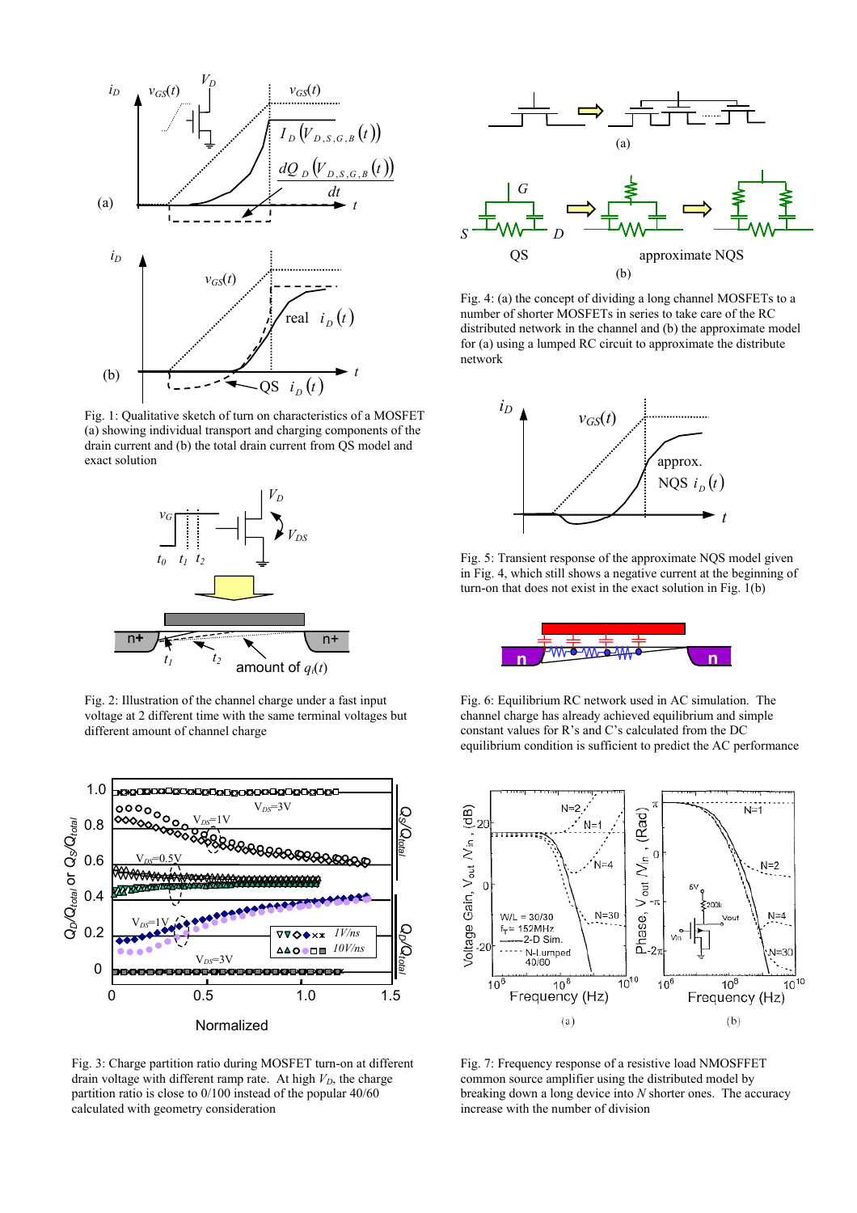$i_D$ $v_{GS}(t)$ $V_D$ $v_{GS}(t)$

$I_D\left(V_{D,S,G,B}(t)\right)$

$\dfrac{dQ_D\left(V_{D,S,G,B}(t)\right)}{dt}$

(a)

$t$

$i_D$

$v_{GS}(t)$

real $i_D(t)$

(b)

QS $i_D(t)$

$t$

Fig. 1: Qualitative sketch of turn on characteristics of a MOSFET (a) showing individual transport and charging components of the drain current and (b) the total drain current from QS model and exact solution

$v_G$ $V_D$ $V_{DS}$

$t_0$ $t_1$ $t_2$

n+ n+

$t_1$ $t_2$ amount of $q_i(t)$

Fig. 2: Illustration of the channel charge under a fast input voltage at 2 different time with the same terminal voltages but different amount of channel charge

$Q_D/Q_{total}$ or $Q_S/Q_{total}$

1.0 0.8 0.6 0.4 0.2 0

$V_{DS}$=3V

$V_{DS}$=1V

$V_{DS}$=0.5V

$V_{DS}$=1V

$V_{DS}$=3V

1V/ns

10V/ns

$Q_S/Q_{total}$

$Q_D/Q_{total}$

0 0.5 1.0 1.5

Normalized

Fig. 3: Charge partition ratio during MOSFET turn-on at different drain voltage with different ramp rate. At high $V_D$, the charge partition ratio is close to 0/100 instead of the popular 40/60 calculated with geometry consideration

(a)

G

S D

QS approximate NQS

(b)

Fig. 4: (a) the concept of dividing a long channel MOSFETs to a number of shorter MOSFETs in series to take care of the RC distributed network in the channel and (b) the approximate model for (a) using a lumped RC circuit to approximate the distribute network

$i_D$

$v_{GS}(t)$

approx. NQS $i_D(t)$

$t$

Fig. 5: Transient response of the approximate NQS model given in Fig. 4, which still shows a negative current at the beginning of turn-on that does not exist in the exact solution in Fig. 1(b)

n n

Fig. 6: Equilibrium RC network used in AC simulation. The channel charge has already achieved equilibrium and simple constant values for R's and C's calculated from the DC equilibrium condition is sufficient to predict the AC performance

Voltage Gain, $V_{out}/V_{in}$, (dB)

20 0 -20

N=2 N=1 N=4 N=30

W/L = 30/30
$f_T$ = 152MHz
2-D Sim.
N-Lumped 40/60

$10^6$ $10^8$ $10^{10}$

Frequency (Hz)

(a)

Phase, $V_{out}/V_{in}$, (Rad)

$\pi$ 0 $-\pi$ $-2\pi$

N=1 N=2 N=4 N=30

5V 200k Vout Vin

$10^6$ $10^8$ $10^{10}$

Frequency (Hz)

(b)

Fig. 7: Frequency response of a resistive load NMOSFFET common source amplifier using the distributed model by breaking down a long device into $N$ shorter ones. The accuracy increase with the number of division